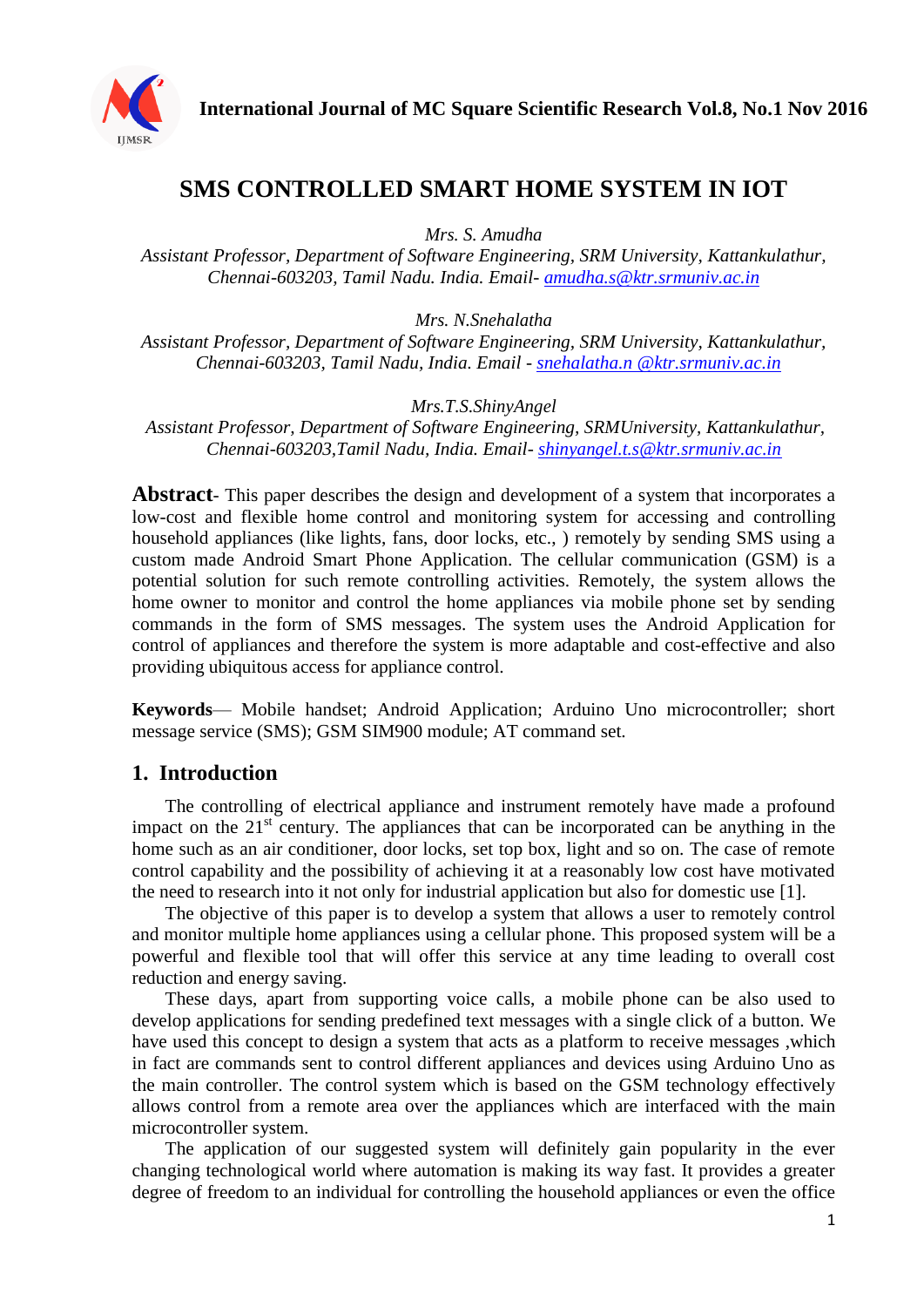# SMS CONTROLLED SMART HOME SYSTEM IN IOT

*Mrs. S. Amudha*
*Assistant Professor, Department of Software Engineering, SRM University, Kattankulathur, Chennai-603203, Tamil Nadu. India. Email- amudha.s@ktr.srmuniv.ac.in*

*Mrs. N.Snehalatha*
*Assistant Professor, Department of Software Engineering, SRM University, Kattankulathur, Chennai-603203, Tamil Nadu, India. Email - snehalatha.n @ktr.srmuniv.ac.in*

*Mrs.T.S.ShinyAngel*
*Assistant Professor, Department of Software Engineering, SRMUniversity, Kattankulathur, Chennai-603203,Tamil Nadu, India. Email- shinyangel.t.s@ktr.srmuniv.ac.in*

**Abstract**- This paper describes the design and development of a system that incorporates a low-cost and flexible home control and monitoring system for accessing and controlling household appliances (like lights, fans, door locks, etc., ) remotely by sending SMS using a custom made Android Smart Phone Application. The cellular communication (GSM) is a potential solution for such remote controlling activities. Remotely, the system allows the home owner to monitor and control the home appliances via mobile phone set by sending commands in the form of SMS messages. The system uses the Android Application for control of appliances and therefore the system is more adaptable and cost-effective and also providing ubiquitous access for appliance control.

**Keywords**— Mobile handset; Android Application; Arduino Uno microcontroller; short message service (SMS); GSM SIM900 module; AT command set.

## 1. Introduction

The controlling of electrical appliance and instrument remotely have made a profound impact on the 21st century. The appliances that can be incorporated can be anything in the home such as an air conditioner, door locks, set top box, light and so on. The case of remote control capability and the possibility of achieving it at a reasonably low cost have motivated the need to research into it not only for industrial application but also for domestic use [1].

The objective of this paper is to develop a system that allows a user to remotely control and monitor multiple home appliances using a cellular phone. This proposed system will be a powerful and flexible tool that will offer this service at any time leading to overall cost reduction and energy saving.

These days, apart from supporting voice calls, a mobile phone can be also used to develop applications for sending predefined text messages with a single click of a button. We have used this concept to design a system that acts as a platform to receive messages ,which in fact are commands sent to control different appliances and devices using Arduino Uno as the main controller. The control system which is based on the GSM technology effectively allows control from a remote area over the appliances which are interfaced with the main microcontroller system.

The application of our suggested system will definitely gain popularity in the ever changing technological world where automation is making its way fast. It provides a greater degree of freedom to an individual for controlling the household appliances or even the office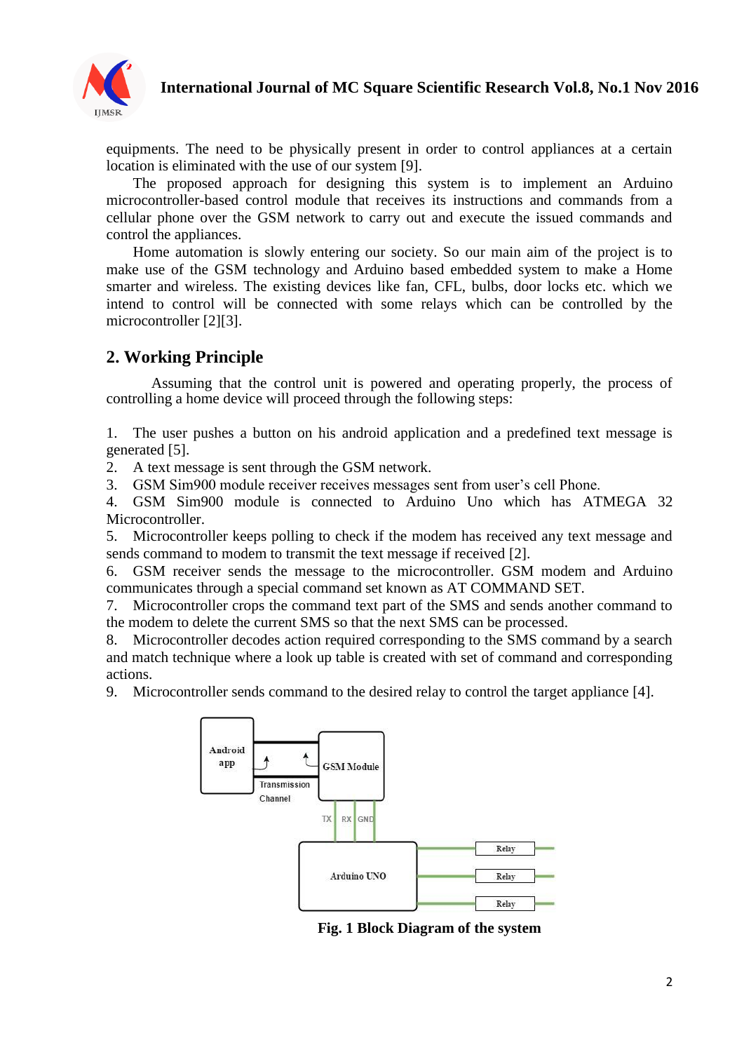equipments. The need to be physically present in order to control appliances at a certain location is eliminated with the use of our system [9].

The proposed approach for designing this system is to implement an Arduino microcontroller-based control module that receives its instructions and commands from a cellular phone over the GSM network to carry out and execute the issued commands and control the appliances.

Home automation is slowly entering our society. So our main aim of the project is to make use of the GSM technology and Arduino based embedded system to make a Home smarter and wireless. The existing devices like fan, CFL, bulbs, door locks etc. which we intend to control will be connected with some relays which can be controlled by the microcontroller [2][3].

## 2. Working Principle

Assuming that the control unit is powered and operating properly, the process of controlling a home device will proceed through the following steps:

1. The user pushes a button on his android application and a predefined text message is generated [5].
2. A text message is sent through the GSM network.
3. GSM Sim900 module receiver receives messages sent from user's cell Phone.
4. GSM Sim900 module is connected to Arduino Uno which has ATMEGA 32 Microcontroller.
5. Microcontroller keeps polling to check if the modem has received any text message and sends command to modem to transmit the text message if received [2].
6. GSM receiver sends the message to the microcontroller. GSM modem and Arduino communicates through a special command set known as AT COMMAND SET.
7. Microcontroller crops the command text part of the SMS and sends another command to the modem to delete the current SMS so that the next SMS can be processed.
8. Microcontroller decodes action required corresponding to the SMS command by a search and match technique where a look up table is created with set of command and corresponding actions.
9. Microcontroller sends command to the desired relay to control the target appliance [4].

**Fig. 1 Block Diagram of the system**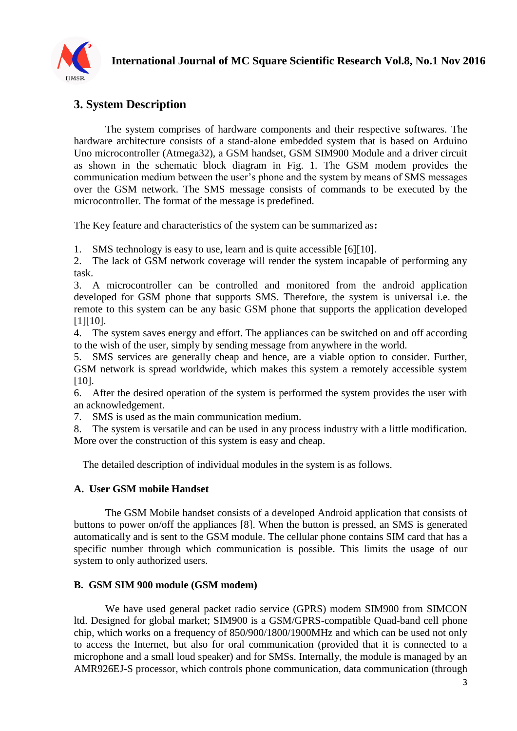## 3. System Description

The system comprises of hardware components and their respective softwares. The hardware architecture consists of a stand-alone embedded system that is based on Arduino Uno microcontroller (Atmega32), a GSM handset, GSM SIM900 Module and a driver circuit as shown in the schematic block diagram in Fig. 1. The GSM modem provides the communication medium between the user's phone and the system by means of SMS messages over the GSM network. The SMS message consists of commands to be executed by the microcontroller. The format of the message is predefined.

The Key feature and characteristics of the system can be summarized as**:**

1. SMS technology is easy to use, learn and is quite accessible [6][10].
2. The lack of GSM network coverage will render the system incapable of performing any task.
3. A microcontroller can be controlled and monitored from the android application developed for GSM phone that supports SMS. Therefore, the system is universal i.e. the remote to this system can be any basic GSM phone that supports the application developed [1][10].
4. The system saves energy and effort. The appliances can be switched on and off according to the wish of the user, simply by sending message from anywhere in the world.
5. SMS services are generally cheap and hence, are a viable option to consider. Further, GSM network is spread worldwide, which makes this system a remotely accessible system [10].
6. After the desired operation of the system is performed the system provides the user with an acknowledgement.
7. SMS is used as the main communication medium.
8. The system is versatile and can be used in any process industry with a little modification. More over the construction of this system is easy and cheap.

The detailed description of individual modules in the system is as follows.

### A. User GSM mobile Handset

The GSM Mobile handset consists of a developed Android application that consists of buttons to power on/off the appliances [8]. When the button is pressed, an SMS is generated automatically and is sent to the GSM module. The cellular phone contains SIM card that has a specific number through which communication is possible. This limits the usage of our system to only authorized users.

### B. GSM SIM 900 module (GSM modem)

We have used general packet radio service (GPRS) modem SIM900 from SIMCON ltd. Designed for global market; SIM900 is a GSM/GPRS-compatible Quad-band cell phone chip, which works on a frequency of 850/900/1800/1900MHz and which can be used not only to access the Internet, but also for oral communication (provided that it is connected to a microphone and a small loud speaker) and for SMSs. Internally, the module is managed by an AMR926EJ-S processor, which controls phone communication, data communication (through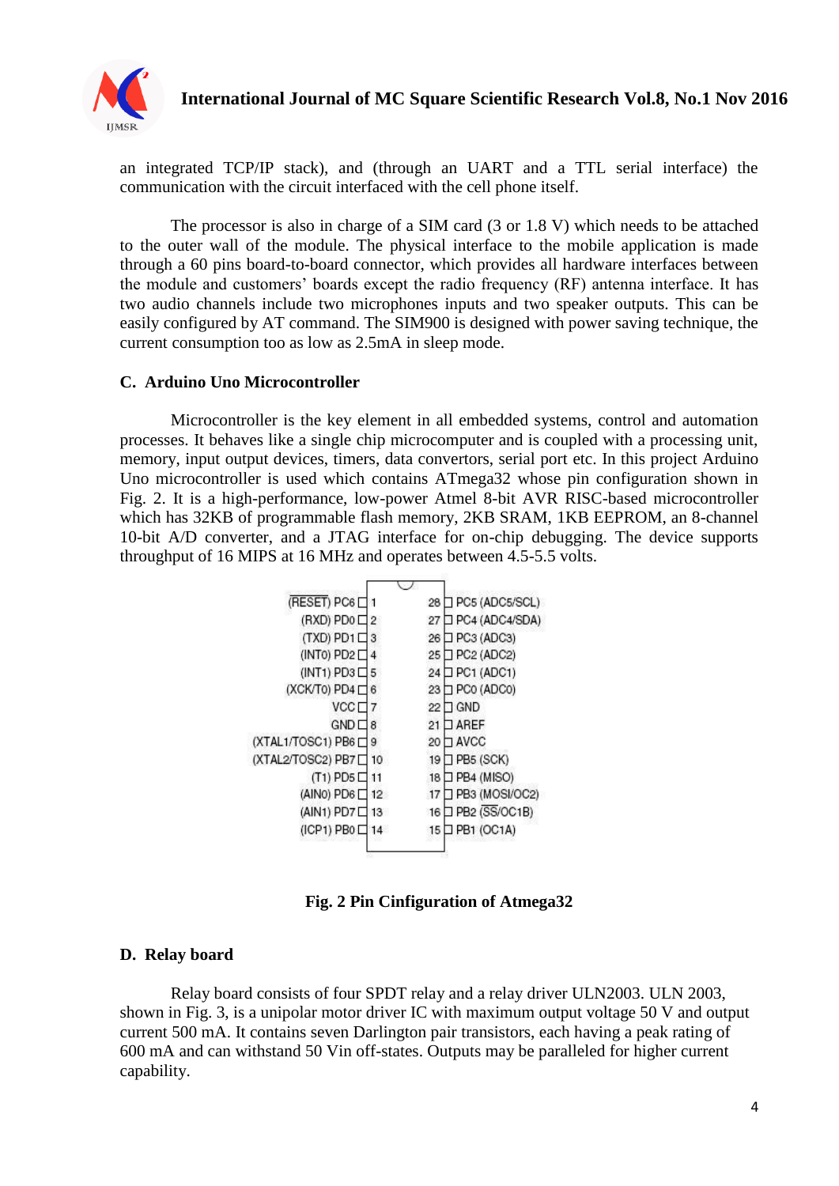an integrated TCP/IP stack), and (through an UART and a TTL serial interface) the communication with the circuit interfaced with the cell phone itself.

The processor is also in charge of a SIM card (3 or 1.8 V) which needs to be attached to the outer wall of the module. The physical interface to the mobile application is made through a 60 pins board-to-board connector, which provides all hardware interfaces between the module and customers' boards except the radio frequency (RF) antenna interface. It has two audio channels include two microphones inputs and two speaker outputs. This can be easily configured by AT command. The SIM900 is designed with power saving technique, the current consumption too as low as 2.5mA in sleep mode.

### C. Arduino Uno Microcontroller

Microcontroller is the key element in all embedded systems, control and automation processes. It behaves like a single chip microcomputer and is coupled with a processing unit, memory, input output devices, timers, data convertors, serial port etc. In this project Arduino Uno microcontroller is used which contains ATmega32 whose pin configuration shown in Fig. 2. It is a high-performance, low-power Atmel 8-bit AVR RISC-based microcontroller which has 32KB of programmable flash memory, 2KB SRAM, 1KB EEPROM, an 8-channel 10-bit A/D converter, and a JTAG interface for on-chip debugging. The device supports throughput of 16 MIPS at 16 MHz and operates between 4.5-5.5 volts.

| Left pin function | Pin | Pin | Right pin function |
|---|---|---|---|
| (RESET) PC6 | 1 | 28 | PC5 (ADC5/SCL) |
| (RXD) PD0 | 2 | 27 | PC4 (ADC4/SDA) |
| (TXD) PD1 | 3 | 26 | PC3 (ADC3) |
| (INT0) PD2 | 4 | 25 | PC2 (ADC2) |
| (INT1) PD3 | 5 | 24 | PC1 (ADC1) |
| (XCK/T0) PD4 | 6 | 23 | PC0 (ADC0) |
| VCC | 7 | 22 | GND |
| GND | 8 | 21 | AREF |
| (XTAL1/TOSC1) PB6 | 9 | 20 | AVCC |
| (XTAL2/TOSC2) PB7 | 10 | 19 | PB5 (SCK) |
| (T1) PD5 | 11 | 18 | PB4 (MISO) |
| (AIN0) PD6 | 12 | 17 | PB3 (MOSI/OC2) |
| (AIN1) PD7 | 13 | 16 | PB2 (SS/OC1B) |
| (ICP1) PB0 | 14 | 15 | PB1 (OC1A) |

**Fig. 2 Pin Cinfiguration of Atmega32**

### D. Relay board

Relay board consists of four SPDT relay and a relay driver ULN2003. ULN 2003, shown in Fig. 3, is a unipolar motor driver IC with maximum output voltage 50 V and output current 500 mA. It contains seven Darlington pair transistors, each having a peak rating of 600 mA and can withstand 50 Vin off-states. Outputs may be paralleled for higher current capability.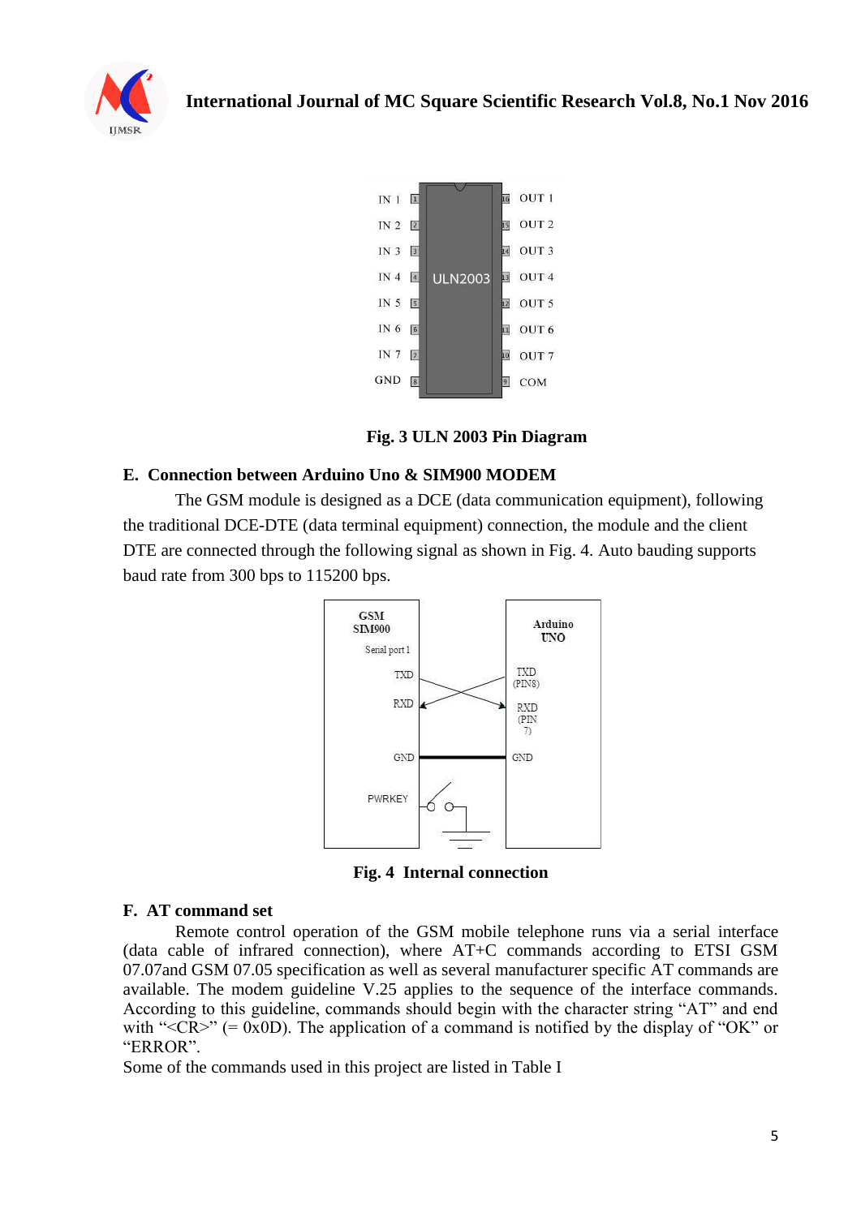Fig. 3 ULN 2003 Pin Diagram

### E. Connection between Arduino Uno & SIM900 MODEM

The GSM module is designed as a DCE (data communication equipment), following the traditional DCE-DTE (data terminal equipment) connection, the module and the client DTE are connected through the following signal as shown in Fig. 4. Auto bauding supports baud rate from 300 bps to 115200 bps.

Fig. 4 Internal connection

### F. AT command set

Remote control operation of the GSM mobile telephone runs via a serial interface (data cable of infrared connection), where AT+C commands according to ETSI GSM 07.07and GSM 07.05 specification as well as several manufacturer specific AT commands are available. The modem guideline V.25 applies to the sequence of the interface commands. According to this guideline, commands should begin with the character string "AT" and end with "<CR>" (= 0x0D). The application of a command is notified by the display of "OK" or "ERROR".

Some of the commands used in this project are listed in Table I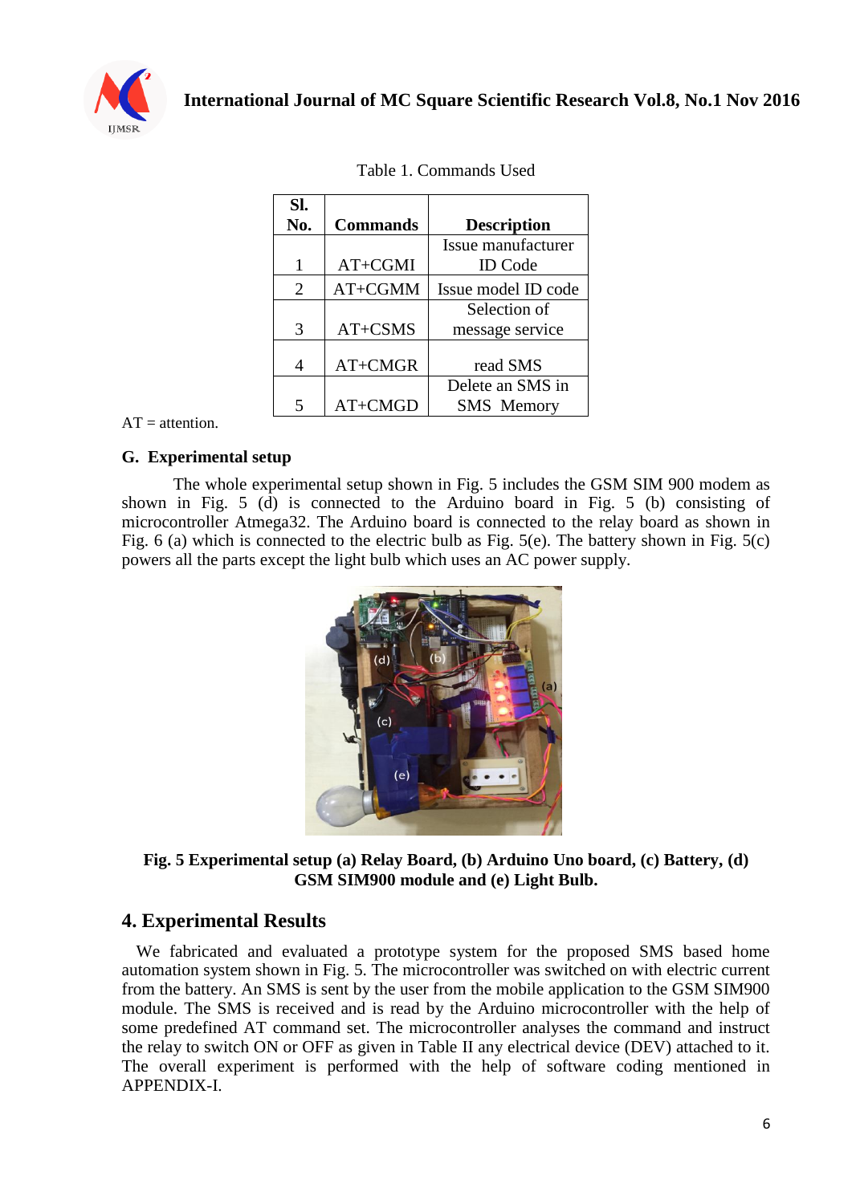Table 1. Commands Used

| Sl. No. | Commands | Description |
|---|---|---|
| 1 | AT+CGMI | Issue manufacturer ID Code |
| 2 | AT+CGMM | Issue model ID code |
| 3 | AT+CSMS | Selection of message service |
| 4 | AT+CMGR | read SMS |
| 5 | AT+CMGD | Delete an SMS in SMS Memory |

AT = attention.

### G. Experimental setup

The whole experimental setup shown in Fig. 5 includes the GSM SIM 900 modem as shown in Fig. 5 (d) is connected to the Arduino board in Fig. 5 (b) consisting of microcontroller Atmega32. The Arduino board is connected to the relay board as shown in Fig. 6 (a) which is connected to the electric bulb as Fig. 5(e). The battery shown in Fig. 5(c) powers all the parts except the light bulb which uses an AC power supply.

**Fig. 5 Experimental setup (a) Relay Board, (b) Arduino Uno board, (c) Battery, (d) GSM SIM900 module and (e) Light Bulb.**

## 4. Experimental Results

We fabricated and evaluated a prototype system for the proposed SMS based home automation system shown in Fig. 5. The microcontroller was switched on with electric current from the battery. An SMS is sent by the user from the mobile application to the GSM SIM900 module. The SMS is received and is read by the Arduino microcontroller with the help of some predefined AT command set. The microcontroller analyses the command and instruct the relay to switch ON or OFF as given in Table II any electrical device (DEV) attached to it. The overall experiment is performed with the help of software coding mentioned in APPENDIX-I.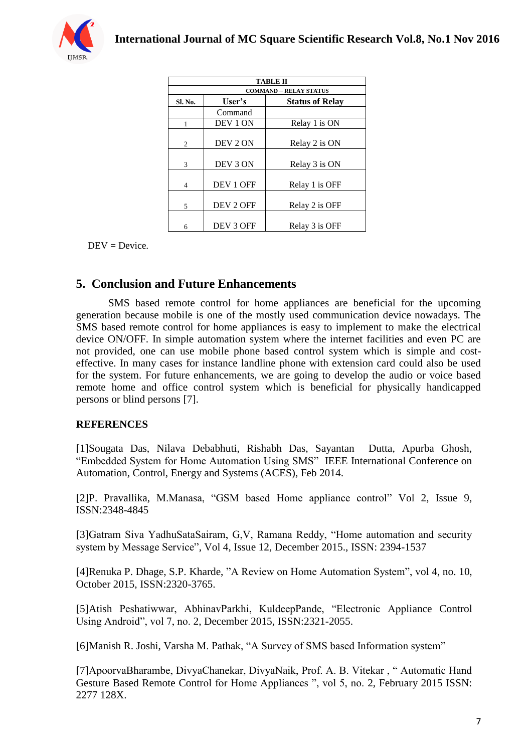TABLE II

COMMAND – RELAY STATUS

| Sl. No. | User's Command | Status of Relay |
|---|---|---|
| 1 | DEV 1 ON | Relay 1 is ON |
| 2 | DEV 2 ON | Relay 2 is ON |
| 3 | DEV 3 ON | Relay 3 is ON |
| 4 | DEV 1 OFF | Relay 1 is OFF |
| 5 | DEV 2 OFF | Relay 2 is OFF |
| 6 | DEV 3 OFF | Relay 3 is OFF |

DEV = Device.

## 5. Conclusion and Future Enhancements

SMS based remote control for home appliances are beneficial for the upcoming generation because mobile is one of the mostly used communication device nowadays. The SMS based remote control for home appliances is easy to implement to make the electrical device ON/OFF. In simple automation system where the internet facilities and even PC are not provided, one can use mobile phone based control system which is simple and cost-effective. In many cases for instance landline phone with extension card could also be used for the system. For future enhancements, we are going to develop the audio or voice based remote home and office control system which is beneficial for physically handicapped persons or blind persons [7].

### REFERENCES

[1]Sougata Das, Nilava Debabhuti, Rishabh Das, Sayantan Dutta, Apurba Ghosh, "Embedded System for Home Automation Using SMS" IEEE International Conference on Automation, Control, Energy and Systems (ACES), Feb 2014.

[2]P. Pravallika, M.Manasa, "GSM based Home appliance control" Vol 2, Issue 9, ISSN:2348-4845

[3]Gatram Siva YadhuSataSairam, G,V, Ramana Reddy, "Home automation and security system by Message Service", Vol 4, Issue 12, December 2015., ISSN: 2394-1537

[4]Renuka P. Dhage, S.P. Kharde, "A Review on Home Automation System", vol 4, no. 10, October 2015, ISSN:2320-3765.

[5]Atish Peshatiwwar, AbhinavParkhi, KuldeepPande, "Electronic Appliance Control Using Android", vol 7, no. 2, December 2015, ISSN:2321-2055.

[6]Manish R. Joshi, Varsha M. Pathak, "A Survey of SMS based Information system"

[7]ApoorvaBharambe, DivyaChanekar, DivyaNaik, Prof. A. B. Vitekar , " Automatic Hand Gesture Based Remote Control for Home Appliances ", vol 5, no. 2, February 2015 ISSN: 2277 128X.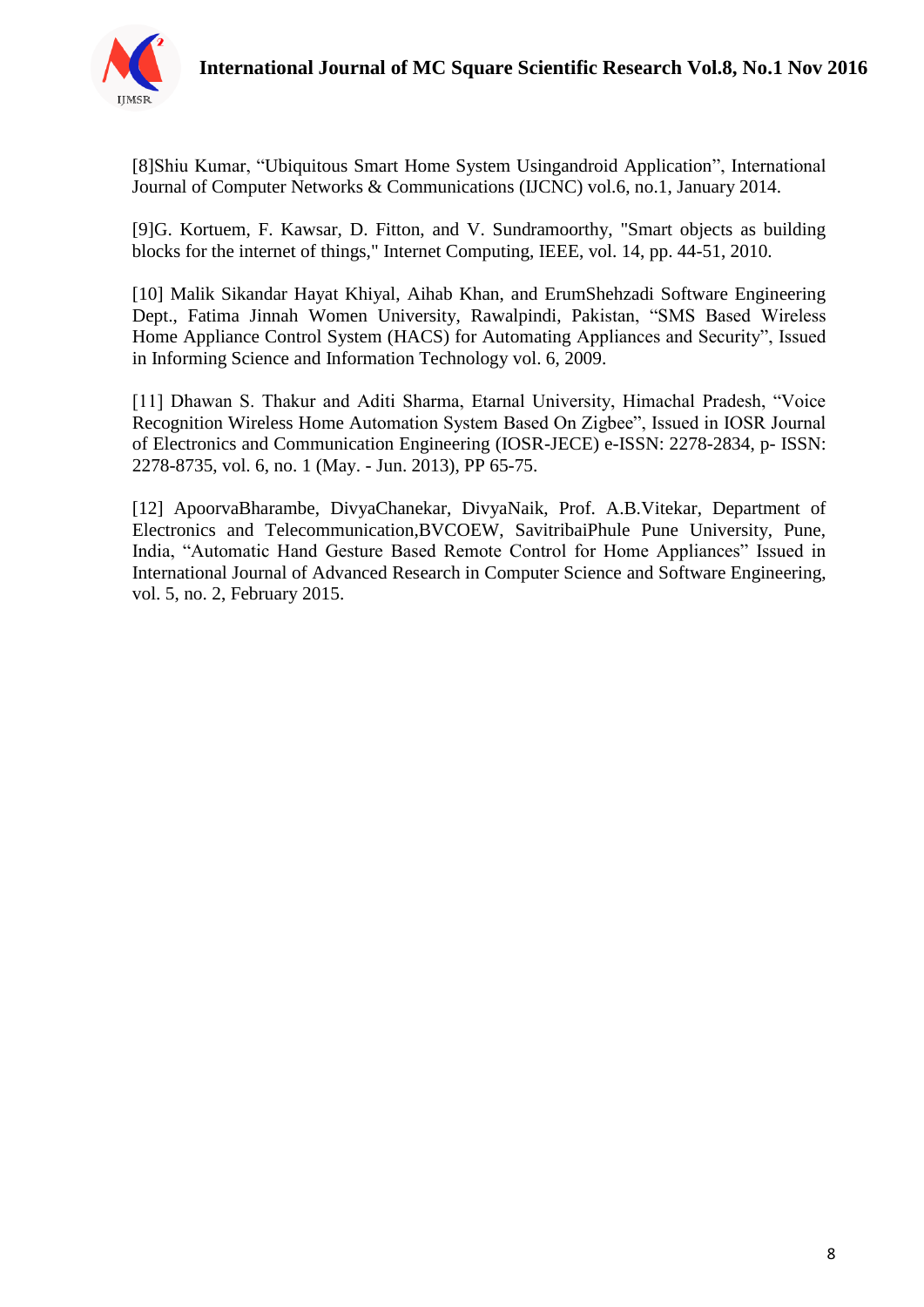[8]Shiu Kumar, “Ubiquitous Smart Home System Usingandroid Application”, International Journal of Computer Networks & Communications (IJCNC) vol.6, no.1, January 2014.

[9]G. Kortuem, F. Kawsar, D. Fitton, and V. Sundramoorthy, "Smart objects as building blocks for the internet of things," Internet Computing, IEEE, vol. 14, pp. 44-51, 2010.

[10] Malik Sikandar Hayat Khiyal, Aihab Khan, and ErumShehzadi Software Engineering Dept., Fatima Jinnah Women University, Rawalpindi, Pakistan, “SMS Based Wireless Home Appliance Control System (HACS) for Automating Appliances and Security”, Issued in Informing Science and Information Technology vol. 6, 2009.

[11] Dhawan S. Thakur and Aditi Sharma, Etarnal University, Himachal Pradesh, “Voice Recognition Wireless Home Automation System Based On Zigbee”, Issued in IOSR Journal of Electronics and Communication Engineering (IOSR-JECE) e-ISSN: 2278-2834, p- ISSN: 2278-8735, vol. 6, no. 1 (May. - Jun. 2013), PP 65-75.

[12] ApoorvaBharambe, DivyaChanekar, DivyaNaik, Prof. A.B.Vitekar, Department of Electronics and Telecommunication,BVCOEW, SavitribaiPhule Pune University, Pune, India, “Automatic Hand Gesture Based Remote Control for Home Appliances” Issued in International Journal of Advanced Research in Computer Science and Software Engineering, vol. 5, no. 2, February 2015.